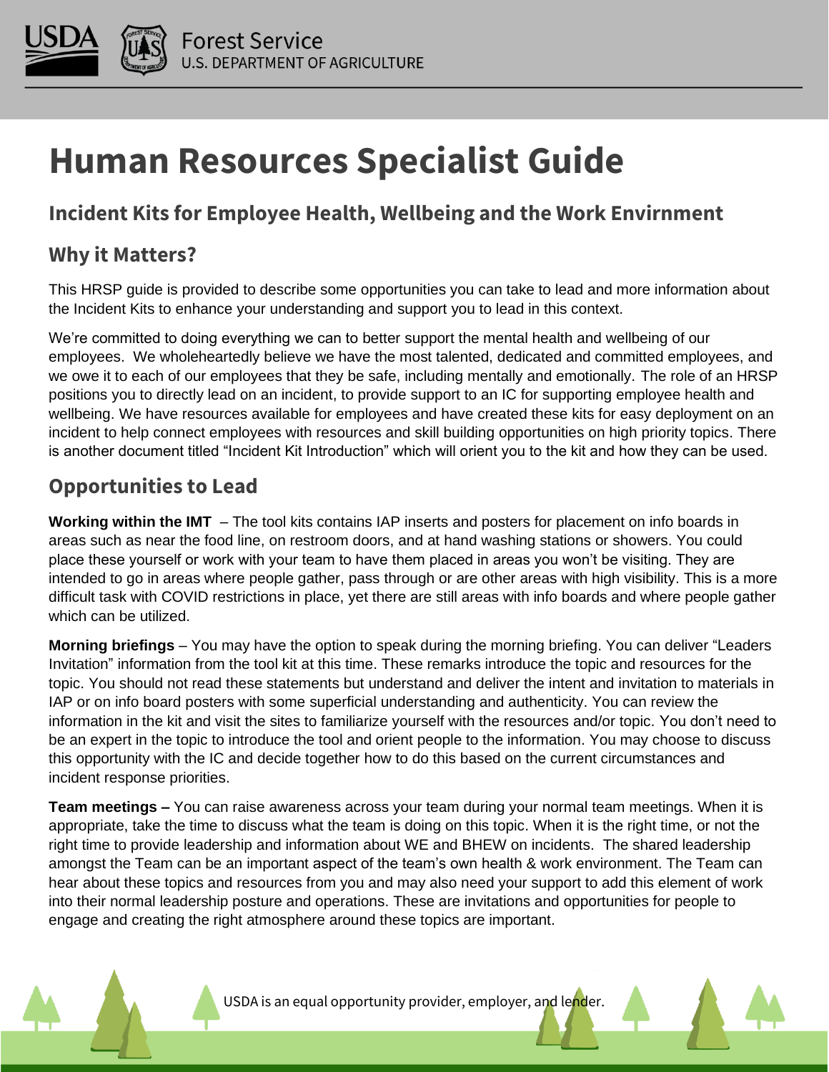# Human Resources Specialist Guide

## Incident Kits for Employee Health, Wellbeing and the Work Envirnment

## Why it Matters?

This HRSP guide is provided to describe some opportunities you can take to lead and more information about the Incident Kits to enhance your understanding and support you to lead in this context.

We're committed to doing everything we can to better support the mental health and wellbeing of our employees. We wholeheartedly believe we have the most talented, dedicated and committed employees, and we owe it to each of our employees that they be safe, including mentally and emotionally. The role of an HRSP positions you to directly lead on an incident, to provide support to an IC for supporting employee health and wellbeing. We have resources available for employees and have created these kits for easy deployment on an incident to help connect employees with resources and skill building opportunities on high priority topics. There is another document titled "Incident Kit Introduction" which will orient you to the kit and how they can be used.

## Opportunities to Lead

**Working within the IMT** – The tool kits contains IAP inserts and posters for placement on info boards in areas such as near the food line, on restroom doors, and at hand washing stations or showers. You could place these yourself or work with your team to have them placed in areas you won't be visiting. They are intended to go in areas where people gather, pass through or are other areas with high visibility. This is a more difficult task with COVID restrictions in place, yet there are still areas with info boards and where people gather which can be utilized.

**Morning briefings** – You may have the option to speak during the morning briefing. You can deliver "Leaders Invitation" information from the tool kit at this time. These remarks introduce the topic and resources for the topic. You should not read these statements but understand and deliver the intent and invitation to materials in IAP or on info board posters with some superficial understanding and authenticity. You can review the information in the kit and visit the sites to familiarize yourself with the resources and/or topic. You don't need to be an expert in the topic to introduce the tool and orient people to the information. You may choose to discuss this opportunity with the IC and decide together how to do this based on the current circumstances and incident response priorities.

**Team meetings –** You can raise awareness across your team during your normal team meetings. When it is appropriate, take the time to discuss what the team is doing on this topic. When it is the right time, or not the right time to provide leadership and information about WE and BHEW on incidents. The shared leadership amongst the Team can be an important aspect of the team's own health & work environment. The Team can hear about these topics and resources from you and may also need your support to add this element of work into their normal leadership posture and operations. These are invitations and opportunities for people to engage and creating the right atmosphere around these topics are important.

USDA is an equal opportunity provider, employer, and lender.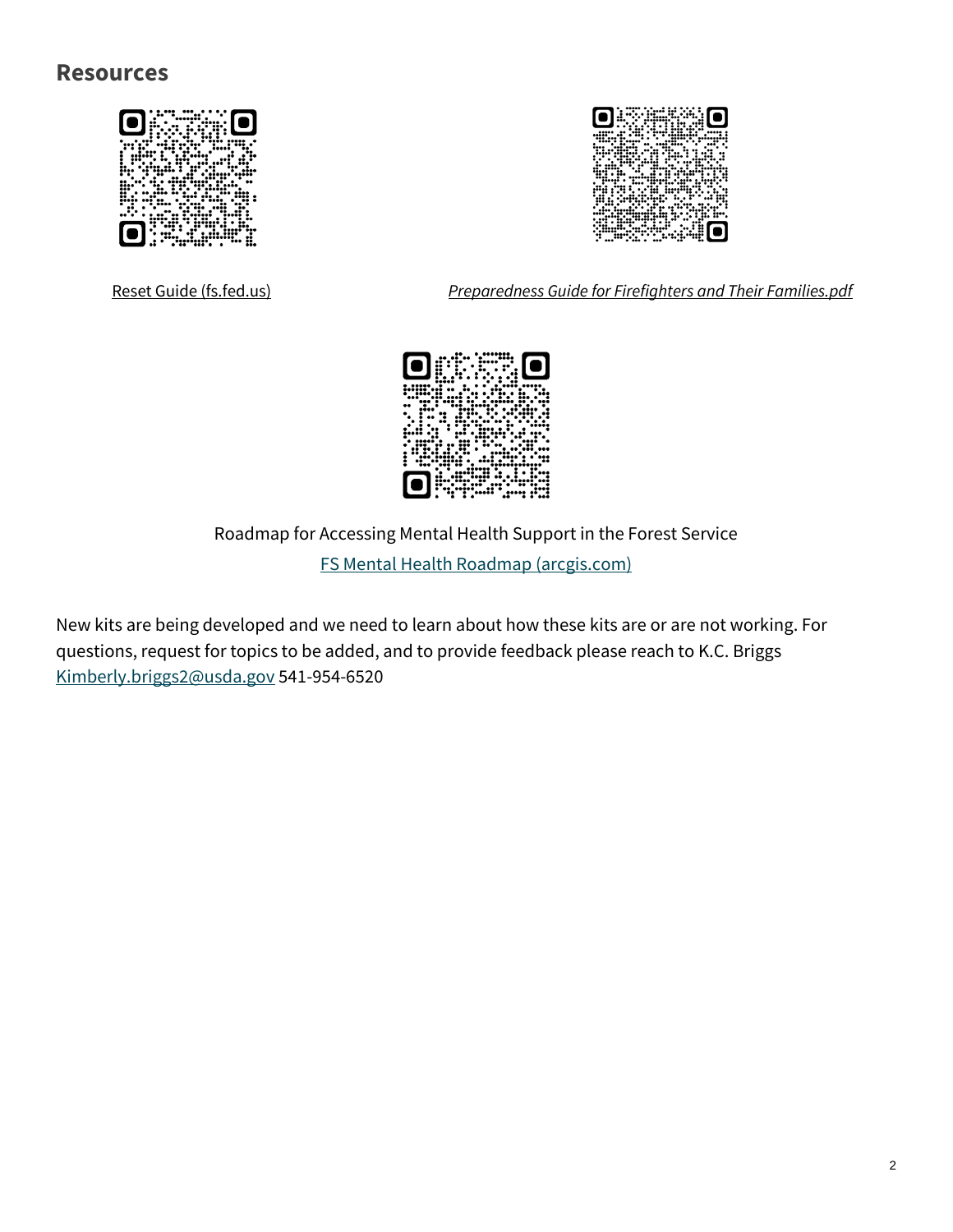## Resources

Reset Guide (fs.fed.us)

*Preparedness Guide for Firefighters and Their Families.pdf*

Roadmap for Accessing Mental Health Support in the Forest Service

FS Mental Health Roadmap (arcgis.com)

New kits are being developed and we need to learn about how these kits are or are not working. For questions, request for topics to be added, and to provide feedback please reach to K.C. Briggs Kimberly.briggs2@usda.gov 541-954-6520